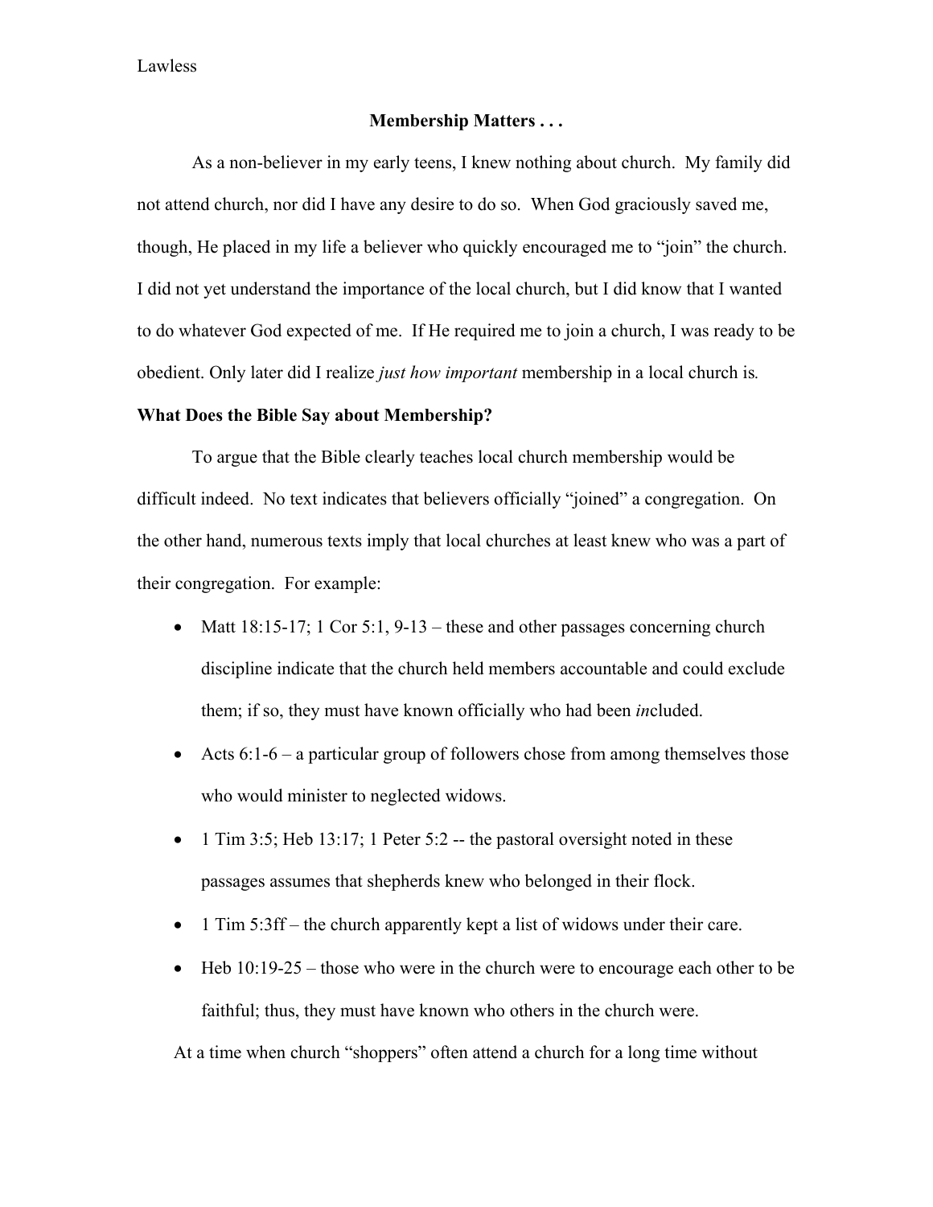## Membership Matters . . .

As a non-believer in my early teens, I knew nothing about church. My family did not attend church, nor did I have any desire to do so. When God graciously saved me, though, He placed in my life a believer who quickly encouraged me to "join" the church. I did not yet understand the importance of the local church, but I did know that I wanted to do whatever God expected of me. If He required me to join a church, I was ready to be obedient. Only later did I realize *just how important* membership in a local church is.

### What Does the Bible Say about Membership?

To argue that the Bible clearly teaches local church membership would be difficult indeed. No text indicates that believers officially "joined" a congregation. On the other hand, numerous texts imply that local churches at least knew who was a part of their congregation. For example:

- Matt 18:15-17; 1 Cor 5:1, 9-13 – these and other passages concerning church discipline indicate that the church held members accountable and could exclude them; if so, they must have known officially who had been *in*cluded.
- Acts 6:1-6 – a particular group of followers chose from among themselves those who would minister to neglected widows.
- 1 Tim 3:5; Heb 13:17; 1 Peter 5:2 -- the pastoral oversight noted in these passages assumes that shepherds knew who belonged in their flock.
- 1 Tim 5:3ff – the church apparently kept a list of widows under their care.
- Heb 10:19-25 – those who were in the church were to encourage each other to be faithful; thus, they must have known who others in the church were.

At a time when church "shoppers" often attend a church for a long time without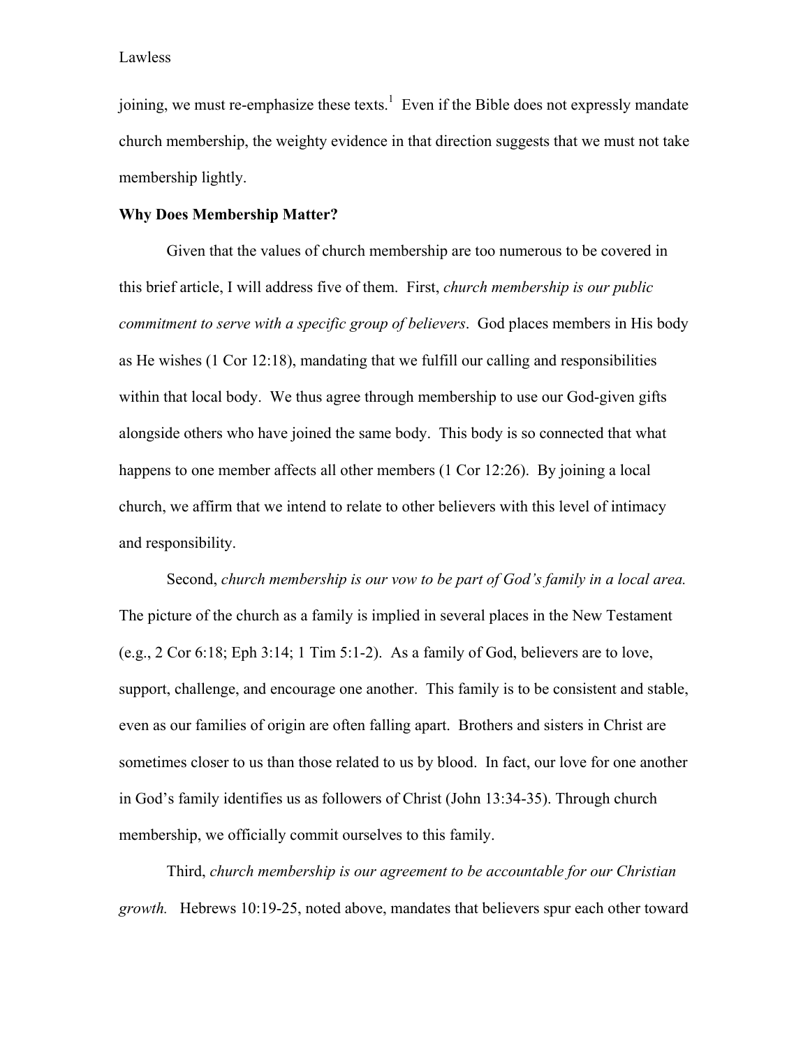joining, we must re-emphasize these texts.[1] Even if the Bible does not expressly mandate church membership, the weighty evidence in that direction suggests that we must not take membership lightly.

**Why Does Membership Matter?**

Given that the values of church membership are too numerous to be covered in this brief article, I will address five of them. First, *church membership is our public commitment to serve with a specific group of believers*. God places members in His body as He wishes (1 Cor 12:18), mandating that we fulfill our calling and responsibilities within that local body. We thus agree through membership to use our God-given gifts alongside others who have joined the same body. This body is so connected that what happens to one member affects all other members (1 Cor 12:26). By joining a local church, we affirm that we intend to relate to other believers with this level of intimacy and responsibility.

Second, *church membership is our vow to be part of God's family in a local area.* The picture of the church as a family is implied in several places in the New Testament (e.g., 2 Cor 6:18; Eph 3:14; 1 Tim 5:1-2). As a family of God, believers are to love, support, challenge, and encourage one another. This family is to be consistent and stable, even as our families of origin are often falling apart. Brothers and sisters in Christ are sometimes closer to us than those related to us by blood. In fact, our love for one another in God's family identifies us as followers of Christ (John 13:34-35). Through church membership, we officially commit ourselves to this family.

Third, *church membership is our agreement to be accountable for our Christian growth.* Hebrews 10:19-25, noted above, mandates that believers spur each other toward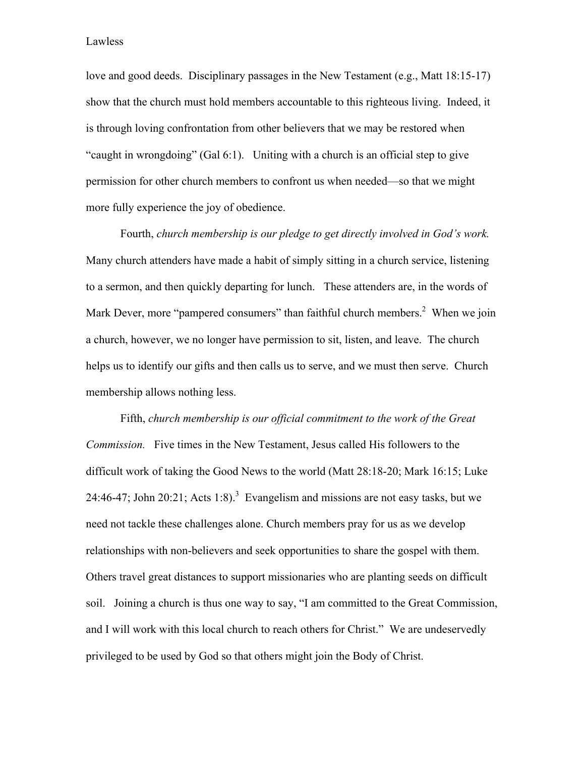love and good deeds. Disciplinary passages in the New Testament (e.g., Matt 18:15-17) show that the church must hold members accountable to this righteous living. Indeed, it is through loving confrontation from other believers that we may be restored when "caught in wrongdoing" (Gal 6:1). Uniting with a church is an official step to give permission for other church members to confront us when needed—so that we might more fully experience the joy of obedience.

Fourth, *church membership is our pledge to get directly involved in God's work.* Many church attenders have made a habit of simply sitting in a church service, listening to a sermon, and then quickly departing for lunch. These attenders are, in the words of Mark Dever, more "pampered consumers" than faithful church members.[2] When we join a church, however, we no longer have permission to sit, listen, and leave. The church helps us to identify our gifts and then calls us to serve, and we must then serve. Church membership allows nothing less.

Fifth, *church membership is our official commitment to the work of the Great Commission.* Five times in the New Testament, Jesus called His followers to the difficult work of taking the Good News to the world (Matt 28:18-20; Mark 16:15; Luke 24:46-47; John 20:21; Acts 1:8).[3] Evangelism and missions are not easy tasks, but we need not tackle these challenges alone. Church members pray for us as we develop relationships with non-believers and seek opportunities to share the gospel with them. Others travel great distances to support missionaries who are planting seeds on difficult soil. Joining a church is thus one way to say, "I am committed to the Great Commission, and I will work with this local church to reach others for Christ." We are undeservedly privileged to be used by God so that others might join the Body of Christ.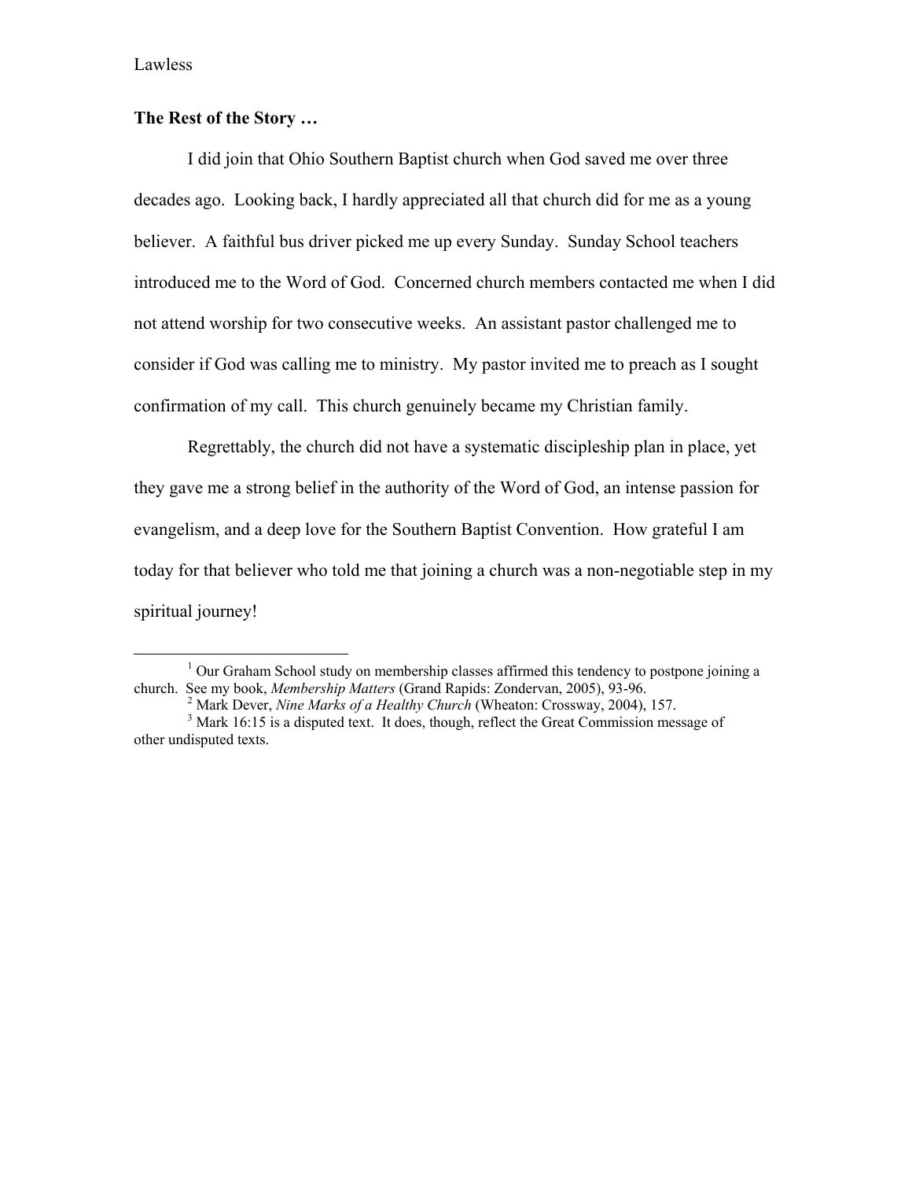### The Rest of the Story …

I did join that Ohio Southern Baptist church when God saved me over three decades ago. Looking back, I hardly appreciated all that church did for me as a young believer. A faithful bus driver picked me up every Sunday. Sunday School teachers introduced me to the Word of God. Concerned church members contacted me when I did not attend worship for two consecutive weeks. An assistant pastor challenged me to consider if God was calling me to ministry. My pastor invited me to preach as I sought confirmation of my call. This church genuinely became my Christian family.

Regrettably, the church did not have a systematic discipleship plan in place, yet they gave me a strong belief in the authority of the Word of God, an intense passion for evangelism, and a deep love for the Southern Baptist Convention. How grateful I am today for that believer who told me that joining a church was a non-negotiable step in my spiritual journey!

---

[1] Our Graham School study on membership classes affirmed this tendency to postpone joining a church. See my book, *Membership Matters* (Grand Rapids: Zondervan, 2005), 93-96.

[2] Mark Dever, *Nine Marks of a Healthy Church* (Wheaton: Crossway, 2004), 157.

[3] Mark 16:15 is a disputed text. It does, though, reflect the Great Commission message of other undisputed texts.